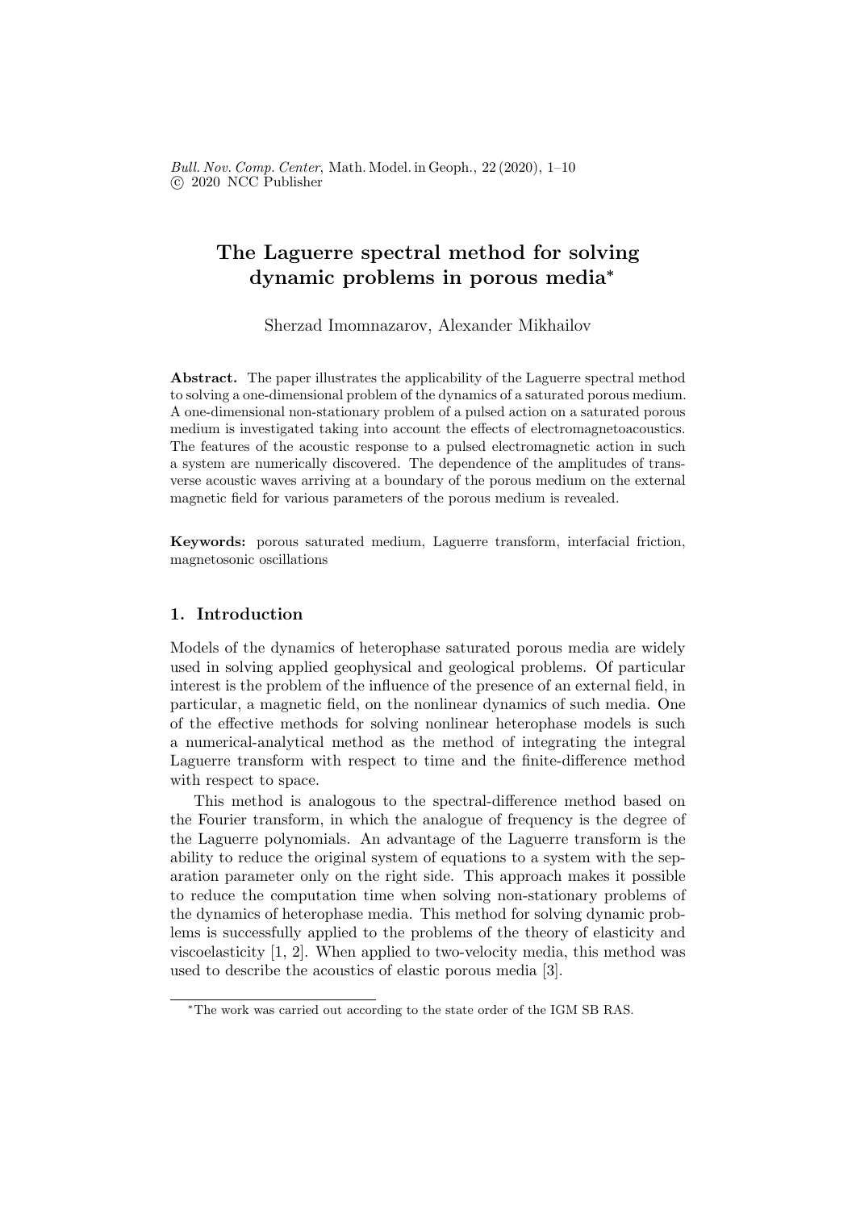# The Laguerre spectral method for solving dynamic problems in porous media*

Sherzad Imomnazarov, Alexander Mikhailov

**Abstract.** The paper illustrates the applicability of the Laguerre spectral method to solving a one-dimensional problem of the dynamics of a saturated porous medium. A one-dimensional non-stationary problem of a pulsed action on a saturated porous medium is investigated taking into account the effects of electromagnetoacoustics. The features of the acoustic response to a pulsed electromagnetic action in such a system are numerically discovered. The dependence of the amplitudes of transverse acoustic waves arriving at a boundary of the porous medium on the external magnetic field for various parameters of the porous medium is revealed.

**Keywords:** porous saturated medium, Laguerre transform, interfacial friction, magnetosonic oscillations

## 1. Introduction

Models of the dynamics of heterophase saturated porous media are widely used in solving applied geophysical and geological problems. Of particular interest is the problem of the influence of the presence of an external field, in particular, a magnetic field, on the nonlinear dynamics of such media. One of the effective methods for solving nonlinear heterophase models is such a numerical-analytical method as the method of integrating the integral Laguerre transform with respect to time and the finite-difference method with respect to space.

This method is analogous to the spectral-difference method based on the Fourier transform, in which the analogue of frequency is the degree of the Laguerre polynomials. An advantage of the Laguerre transform is the ability to reduce the original system of equations to a system with the separation parameter only on the right side. This approach makes it possible to reduce the computation time when solving non-stationary problems of the dynamics of heterophase media. This method for solving dynamic problems is successfully applied to the problems of the theory of elasticity and viscoelasticity [1, 2]. When applied to two-velocity media, this method was used to describe the acoustics of elastic porous media [3].

*The work was carried out according to the state order of the IGM SB RAS.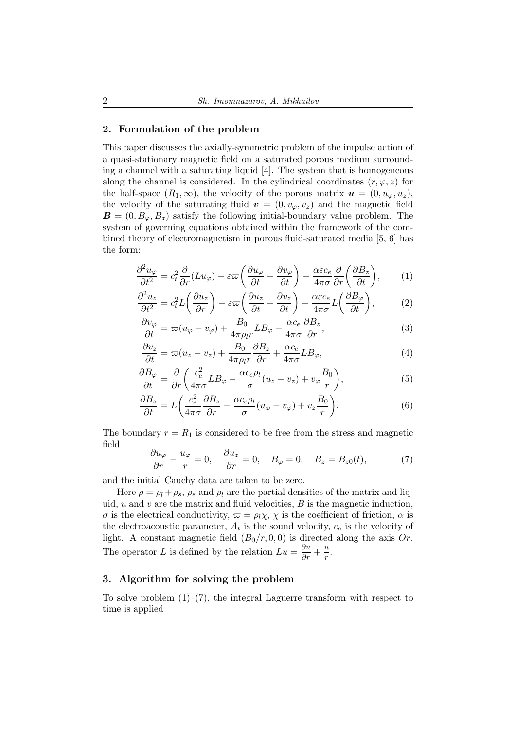## 2. Formulation of the problem

This paper discusses the axially-symmetric problem of the impulse action of a quasi-stationary magnetic field on a saturated porous medium surrounding a channel with a saturating liquid [4]. The system that is homogeneous along the channel is considered. In the cylindrical coordinates $(r, \varphi, z)$ for the half-space $(R_1, \infty)$, the velocity of the porous matrix $\boldsymbol{u} = (0, u_\varphi, u_z)$, the velocity of the saturating fluid $\boldsymbol{v} = (0, v_\varphi, v_z)$ and the magnetic field $\boldsymbol{B} = (0, B_\varphi, B_z)$ satisfy the following initial-boundary value problem. The system of governing equations obtained within the framework of the combined theory of electromagnetism in porous fluid-saturated media [5, 6] has the form:

$$\frac{\partial^2 u_\varphi}{\partial t^2} = c_t^2 \frac{\partial}{\partial r}(L u_\varphi) - \varepsilon\varpi\left(\frac{\partial u_\varphi}{\partial t} - \frac{\partial v_\varphi}{\partial t}\right) + \frac{\alpha\varepsilon c_e}{4\pi\sigma}\frac{\partial}{\partial r}\left(\frac{\partial B_z}{\partial t}\right), \tag{1}$$

$$\frac{\partial^2 u_z}{\partial t^2} = c_t^2 L\left(\frac{\partial u_z}{\partial r}\right) - \varepsilon\varpi\left(\frac{\partial u_z}{\partial t} - \frac{\partial v_z}{\partial t}\right) - \frac{\alpha\varepsilon c_e}{4\pi\sigma} L\left(\frac{\partial B_\varphi}{\partial t}\right), \tag{2}$$

$$\frac{\partial v_\varphi}{\partial t} = \varpi(u_\varphi - v_\varphi) + \frac{B_0}{4\pi\rho_l r} L B_\varphi - \frac{\alpha c_e}{4\pi\sigma}\frac{\partial B_z}{\partial r}, \tag{3}$$

$$\frac{\partial v_z}{\partial t} = \varpi(u_z - v_z) + \frac{B_0}{4\pi\rho_l r}\frac{\partial B_z}{\partial r} + \frac{\alpha c_e}{4\pi\sigma} L B_\varphi, \tag{4}$$

$$\frac{\partial B_\varphi}{\partial t} = \frac{\partial}{\partial r}\left(\frac{c_e^2}{4\pi\sigma} L B_\varphi - \frac{\alpha c_e \rho_l}{\sigma}(u_z - v_z) + v_\varphi \frac{B_0}{r}\right), \tag{5}$$

$$\frac{\partial B_z}{\partial t} = L\left(\frac{c_e^2}{4\pi\sigma}\frac{\partial B_z}{\partial r} + \frac{\alpha c_e \rho_l}{\sigma}(u_\varphi - v_\varphi) + v_z \frac{B_0}{r}\right). \tag{6}$$

The boundary $r = R_1$ is considered to be free from the stress and magnetic field

$$\frac{\partial u_\varphi}{\partial r} - \frac{u_\varphi}{r} = 0, \quad \frac{\partial u_z}{\partial r} = 0, \quad B_\varphi = 0, \quad B_z = B_{z0}(t), \tag{7}$$

and the initial Cauchy data are taken to be zero.

Here $\rho = \rho_l + \rho_s$, $\rho_s$ and $\rho_l$ are the partial densities of the matrix and liquid, $u$ and $v$ are the matrix and fluid velocities, $B$ is the magnetic induction, $\sigma$ is the electrical conductivity, $\varpi = \rho_l\chi$, $\chi$ is the coefficient of friction, $\alpha$ is the electroacoustic parameter, $A_t$ is the sound velocity, $c_e$ is the velocity of light. A constant magnetic field $(B_0/r, 0, 0)$ is directed along the axis $Or$. The operator $L$ is defined by the relation $Lu = \frac{\partial u}{\partial r} + \frac{u}{r}$.

## 3. Algorithm for solving the problem

To solve problem (1)–(7), the integral Laguerre transform with respect to time is applied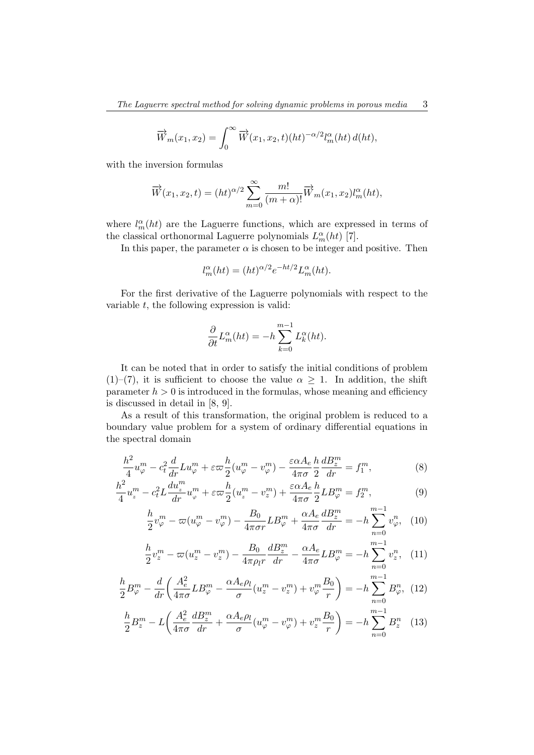$$\overrightarrow{W}_m(x_1, x_2) = \int_0^\infty \overrightarrow{W}(x_1, x_2, t)(ht)^{-\alpha/2} l_m^\alpha(ht)\, d(ht),$$

with the inversion formulas

$$\overrightarrow{W}(x_1, x_2, t) = (ht)^{\alpha/2} \sum_{m=0}^{\infty} \frac{m!}{(m+\alpha)!} \overrightarrow{W}_m(x_1, x_2) l_m^\alpha(ht),$$

where $l_m^\alpha(ht)$ are the Laguerre functions, which are expressed in terms of the classical orthonormal Laguerre polynomials $L_m^\alpha(ht)$ [7].

In this paper, the parameter $\alpha$ is chosen to be integer and positive. Then

$$l_m^\alpha(ht) = (ht)^{\alpha/2} e^{-ht/2} L_m^\alpha(ht).$$

For the first derivative of the Laguerre polynomials with respect to the variable $t$, the following expression is valid:

$$\frac{\partial}{\partial t} L_m^\alpha(ht) = -h \sum_{k=0}^{m-1} L_k^\alpha(ht).$$

It can be noted that in order to satisfy the initial conditions of problem (1)–(7), it is sufficient to choose the value $\alpha \geq 1$. In addition, the shift parameter $h > 0$ is introduced in the formulas, whose meaning and efficiency is discussed in detail in [8, 9].

As a result of this transformation, the original problem is reduced to a boundary value problem for a system of ordinary differential equations in the spectral domain

$$\frac{h^2}{4} u_\varphi^m - c_t^2 \frac{d}{dr} L u_\varphi^m + \varepsilon \varpi \frac{h}{2}(u_\varphi^m - v_\varphi^m) - \frac{\varepsilon \alpha A_e}{4\pi\sigma} \frac{h}{2} \frac{dB_z^m}{dr} = f_1^m, \tag{8}$$

$$\frac{h^2}{4} u_z^m - c_t^2 L \frac{du_z^m}{dr} u_\varphi^m + \varepsilon \varpi \frac{h}{2}(u_z^m - v_z^m) + \frac{\varepsilon \alpha A_e}{4\pi\sigma} \frac{h}{2} L B_\varphi^m = f_2^m, \tag{9}$$

$$\frac{h}{2} v_\varphi^m - \varpi(u_\varphi^m - v_\varphi^m) - \frac{B_0}{4\pi\sigma r} L B_\varphi^m + \frac{\alpha A_e}{4\pi\sigma} \frac{dB_z^m}{dr} = -h \sum_{n=0}^{m-1} v_\varphi^n, \tag{10}$$

$$\frac{h}{2} v_z^m - \varpi(u_z^m - v_z^m) - \frac{B_0}{4\pi\rho_l r} \frac{dB_z^m}{dr} - \frac{\alpha A_e}{4\pi\sigma} L B_\varphi^m = -h \sum_{n=0}^{m-1} v_z^n, \tag{11}$$

$$\frac{h}{2} B_\varphi^m - \frac{d}{dr}\left( \frac{A_e^2}{4\pi\sigma} L B_\varphi^m - \frac{\alpha A_e \rho_l}{\sigma}(u_z^m - v_z^m) + v_\varphi^m \frac{B_0}{r} \right) = -h \sum_{n=0}^{m-1} B_\varphi^n, \tag{12}$$

$$\frac{h}{2} B_z^m - L\left( \frac{A_e^2}{4\pi\sigma} \frac{dB_z^m}{dr} + \frac{\alpha A_e \rho_l}{\sigma}(u_\varphi^m - v_\varphi^m) + v_z^m \frac{B_0}{r} \right) = -h \sum_{n=0}^{m-1} B_z^n \tag{13}$$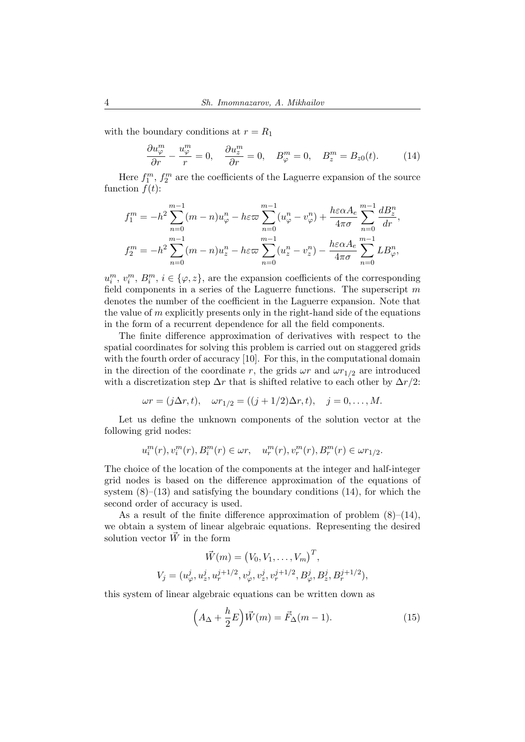with the boundary conditions at $r = R_1$

$$\frac{\partial u_\varphi^m}{\partial r} - \frac{u_\varphi^m}{r} = 0, \quad \frac{\partial u_z^m}{\partial r} = 0, \quad B_\varphi^m = 0, \quad B_z^m = B_{z0}(t). \tag{14}$$

Here $f_1^m$, $f_2^m$ are the coefficients of the Laguerre expansion of the source function $f(t)$:

$$f_1^m = -h^2 \sum_{n=0}^{m-1} (m-n) u_\varphi^n - h\varepsilon\varpi \sum_{n=0}^{m-1} (u_\varphi^n - v_\varphi^n) + \frac{h\varepsilon\alpha A_e}{4\pi\sigma} \sum_{n=0}^{m-1} \frac{dB_z^n}{dr},$$

$$f_2^m = -h^2 \sum_{n=0}^{m-1} (m-n) u_z^n - h\varepsilon\varpi \sum_{n=0}^{m-1} (u_z^n - v_z^n) - \frac{h\varepsilon\alpha A_e}{4\pi\sigma} \sum_{n=0}^{m-1} LB_\varphi^n,$$

$u_i^m$, $v_i^m$, $B_i^m$, $i \in \{\varphi, z\}$, are the expansion coefficients of the corresponding field components in a series of the Laguerre functions. The superscript $m$ denotes the number of the coefficient in the Laguerre expansion. Note that the value of $m$ explicitly presents only in the right-hand side of the equations in the form of a recurrent dependence for all the field components.

The finite difference approximation of derivatives with respect to the spatial coordinates for solving this problem is carried out on staggered grids with the fourth order of accuracy [10]. For this, in the computational domain in the direction of the coordinate $r$, the grids $\omega r$ and $\omega r_{1/2}$ are introduced with a discretization step $\Delta r$ that is shifted relative to each other by $\Delta r/2$:

$$\omega r = (j\Delta r, t), \quad \omega r_{1/2} = ((j+1/2)\Delta r, t), \quad j = 0, \ldots, M.$$

Let us define the unknown components of the solution vector at the following grid nodes:

$$u_i^m(r), v_i^m(r), B_i^m(r) \in \omega r, \quad u_r^m(r), v_r^m(r), B_r^m(r) \in \omega r_{1/2}.$$

The choice of the location of the components at the integer and half-integer grid nodes is based on the difference approximation of the equations of system (8)–(13) and satisfying the boundary conditions (14), for which the second order of accuracy is used.

As a result of the finite difference approximation of problem (8)–(14), we obtain a system of linear algebraic equations. Representing the desired solution vector $\vec{W}$ in the form

$$\vec{W}(m) = \left(V_0, V_1, \ldots, V_m\right)^T,$$
$$V_j = (u_\varphi^j, u_z^j, u_r^{j+1/2}, v_\varphi^j, v_z^j, v_r^{j+1/2}, B_\varphi^j, B_z^j, B_r^{j+1/2}),$$

this system of linear algebraic equations can be written down as

$$\left(A_\Delta + \frac{h}{2}E\right)\vec{W}(m) = \vec{F}_\Delta(m-1). \tag{15}$$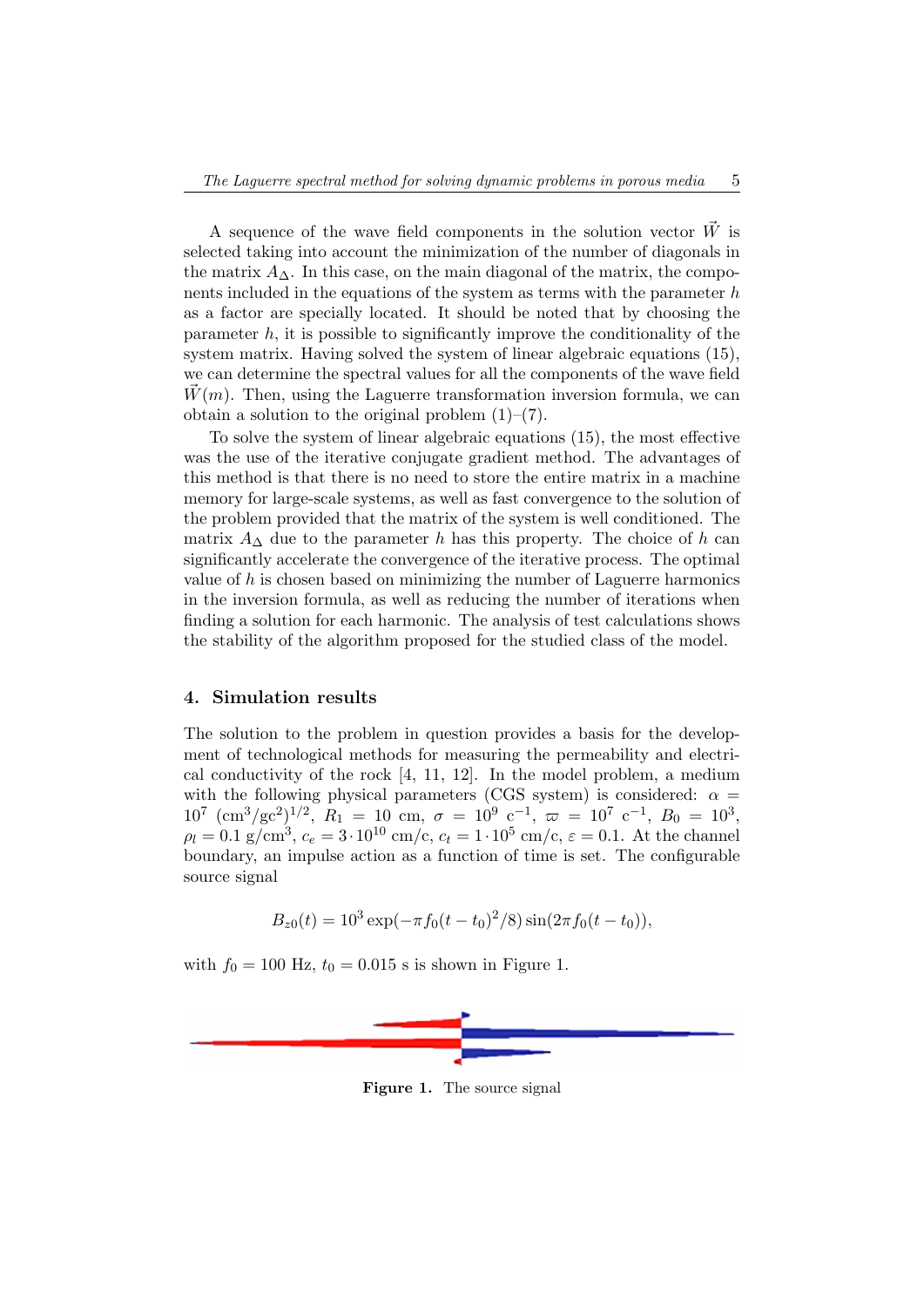A sequence of the wave field components in the solution vector $\vec{W}$ is selected taking into account the minimization of the number of diagonals in the matrix $A_\Delta$. In this case, on the main diagonal of the matrix, the components included in the equations of the system as terms with the parameter $h$ as a factor are specially located. It should be noted that by choosing the parameter $h$, it is possible to significantly improve the conditionality of the system matrix. Having solved the system of linear algebraic equations (15), we can determine the spectral values for all the components of the wave field $\vec{W}(m)$. Then, using the Laguerre transformation inversion formula, we can obtain a solution to the original problem (1)–(7).

To solve the system of linear algebraic equations (15), the most effective was the use of the iterative conjugate gradient method. The advantages of this method is that there is no need to store the entire matrix in a machine memory for large-scale systems, as well as fast convergence to the solution of the problem provided that the matrix of the system is well conditioned. The matrix $A_\Delta$ due to the parameter $h$ has this property. The choice of $h$ can significantly accelerate the convergence of the iterative process. The optimal value of $h$ is chosen based on minimizing the number of Laguerre harmonics in the inversion formula, as well as reducing the number of iterations when finding a solution for each harmonic. The analysis of test calculations shows the stability of the algorithm proposed for the studied class of the model.

## 4. Simulation results

The solution to the problem in question provides a basis for the development of technological methods for measuring the permeability and electrical conductivity of the rock [4, 11, 12]. In the model problem, a medium with the following physical parameters (CGS system) is considered: $\alpha = 10^7$ $(\text{cm}^3/\text{gc}^2)^{1/2}$, $R_1 = 10$ cm, $\sigma = 10^9$ $\text{c}^{-1}$, $\varpi = 10^7$ $\text{c}^{-1}$, $B_0 = 10^3$, $\rho_l = 0.1$ g/cm$^3$, $c_e = 3 \cdot 10^{10}$ cm/c, $c_t = 1 \cdot 10^5$ cm/c, $\varepsilon = 0.1$. At the channel boundary, an impulse action as a function of time is set. The configurable source signal

$$B_{z0}(t) = 10^3 \exp(-\pi f_0 (t - t_0)^2/8) \sin(2\pi f_0 (t - t_0)),$$

with $f_0 = 100$ Hz, $t_0 = 0.015$ s is shown in Figure 1.

**Figure 1.** The source signal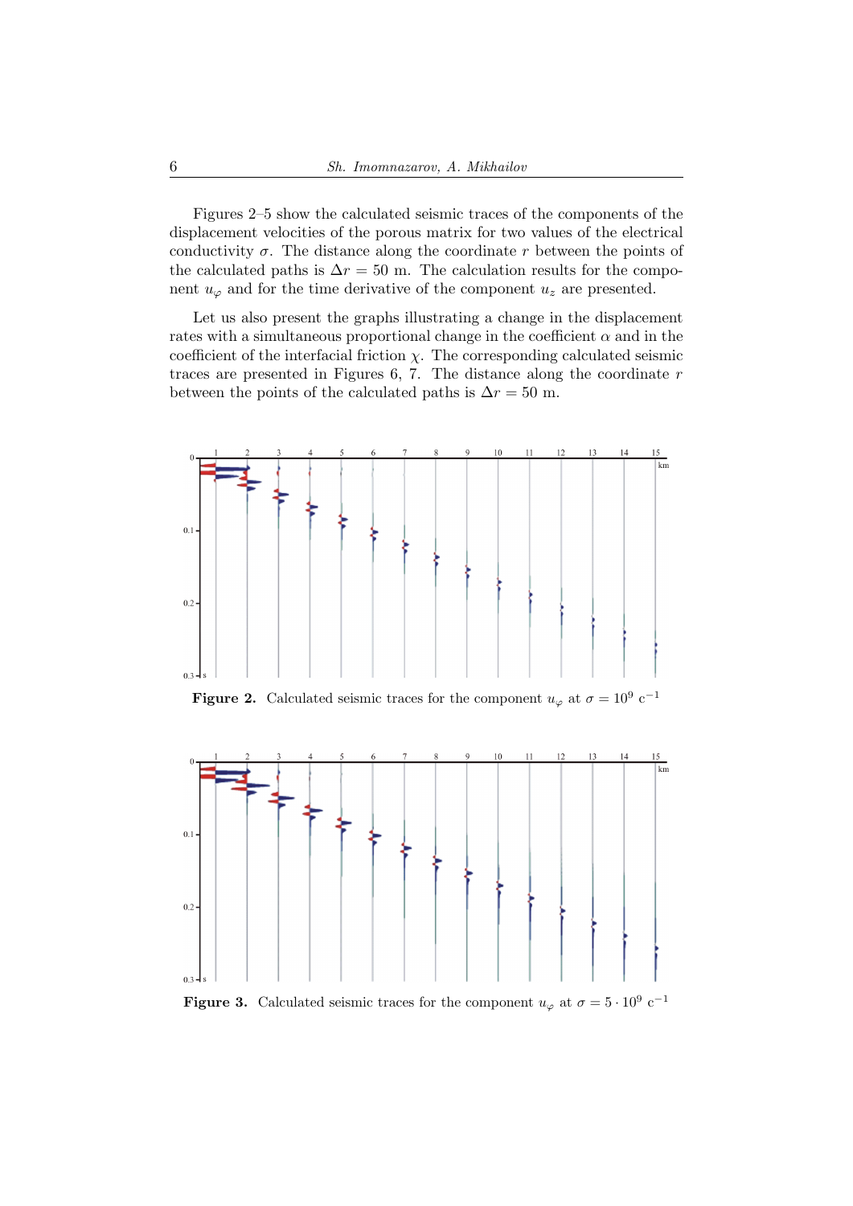Figures 2–5 show the calculated seismic traces of the components of the displacement velocities of the porous matrix for two values of the electrical conductivity $\sigma$. The distance along the coordinate $r$ between the points of the calculated paths is $\Delta r = 50$ m. The calculation results for the component $u_\varphi$ and for the time derivative of the component $u_z$ are presented.

Let us also present the graphs illustrating a change in the displacement rates with a simultaneous proportional change in the coefficient $\alpha$ and in the coefficient of the interfacial friction $\chi$. The corresponding calculated seismic traces are presented in Figures 6, 7. The distance along the coordinate $r$ between the points of the calculated paths is $\Delta r = 50$ m.

**Figure 2.** Calculated seismic traces for the component $u_\varphi$ at $\sigma = 10^9$ c$^{-1}$

**Figure 3.** Calculated seismic traces for the component $u_\varphi$ at $\sigma = 5 \cdot 10^9$ c$^{-1}$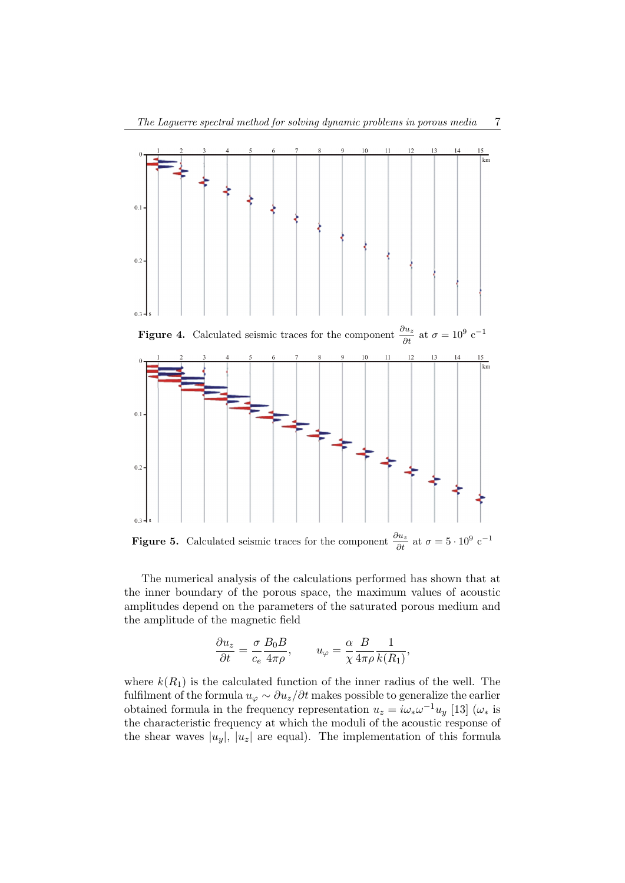Figure 4. Calculated seismic traces for the component $\frac{\partial u_z}{\partial t}$ at $\sigma = 10^9$ c$^{-1}$

Figure 5. Calculated seismic traces for the component $\frac{\partial u_z}{\partial t}$ at $\sigma = 5 \cdot 10^9$ c$^{-1}$

The numerical analysis of the calculations performed has shown that at the inner boundary of the porous space, the maximum values of acoustic amplitudes depend on the parameters of the saturated porous medium and the amplitude of the magnetic field

$$\frac{\partial u_z}{\partial t} = \frac{\sigma}{c_e} \frac{B_0 B}{4\pi\rho}, \qquad u_\varphi = \frac{\alpha}{\chi} \frac{B}{4\pi\rho} \frac{1}{k(R_1)},$$

where $k(R_1)$ is the calculated function of the inner radius of the well. The fulfilment of the formula $u_\varphi \sim \partial u_z/\partial t$ makes possible to generalize the earlier obtained formula in the frequency representation $u_z = i\omega_* \omega^{-1} u_y$ [13] ($\omega_*$ is the characteristic frequency at which the moduli of the acoustic response of the shear waves $|u_y|$, $|u_z|$ are equal). The implementation of this formula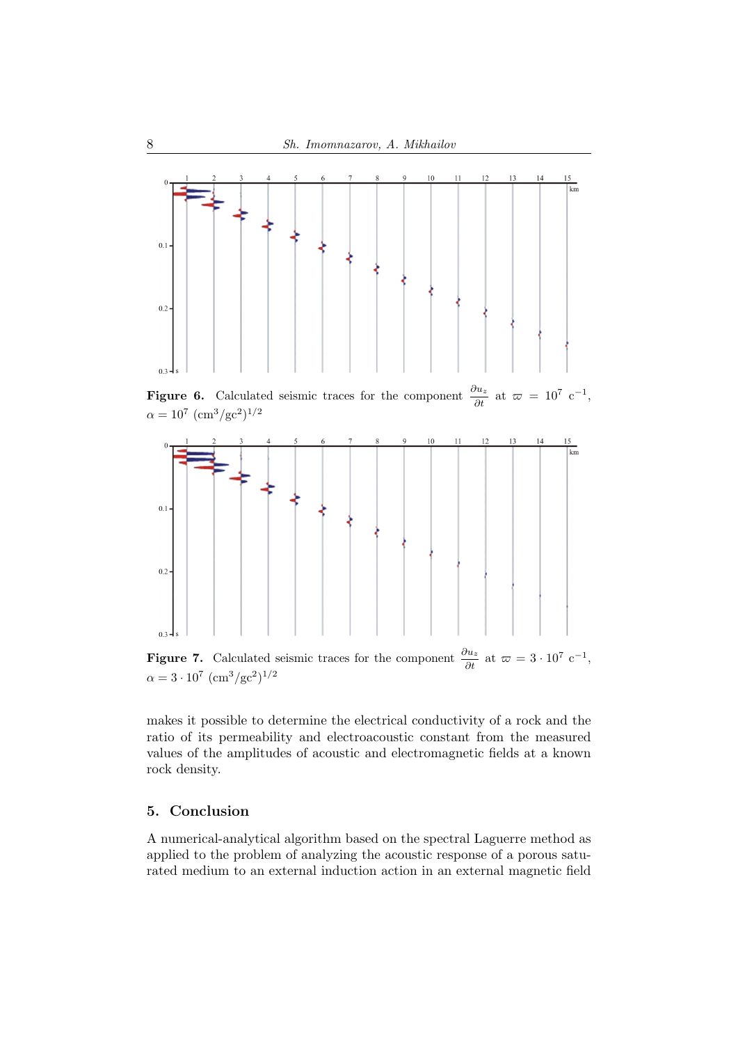**Figure 6.** Calculated seismic traces for the component $\frac{\partial u_z}{\partial t}$ at $\varpi = 10^7$ c$^{-1}$, $\alpha = 10^7$ (cm$^3$/gc$^2$)$^{1/2}$

**Figure 7.** Calculated seismic traces for the component $\frac{\partial u_z}{\partial t}$ at $\varpi = 3 \cdot 10^7$ c$^{-1}$, $\alpha = 3 \cdot 10^7$ (cm$^3$/gc$^2$)$^{1/2}$

makes it possible to determine the electrical conductivity of a rock and the ratio of its permeability and electroacoustic constant from the measured values of the amplitudes of acoustic and electromagnetic fields at a known rock density.

## 5. Conclusion

A numerical-analytical algorithm based on the spectral Laguerre method as applied to the problem of analyzing the acoustic response of a porous saturated medium to an external induction action in an external magnetic field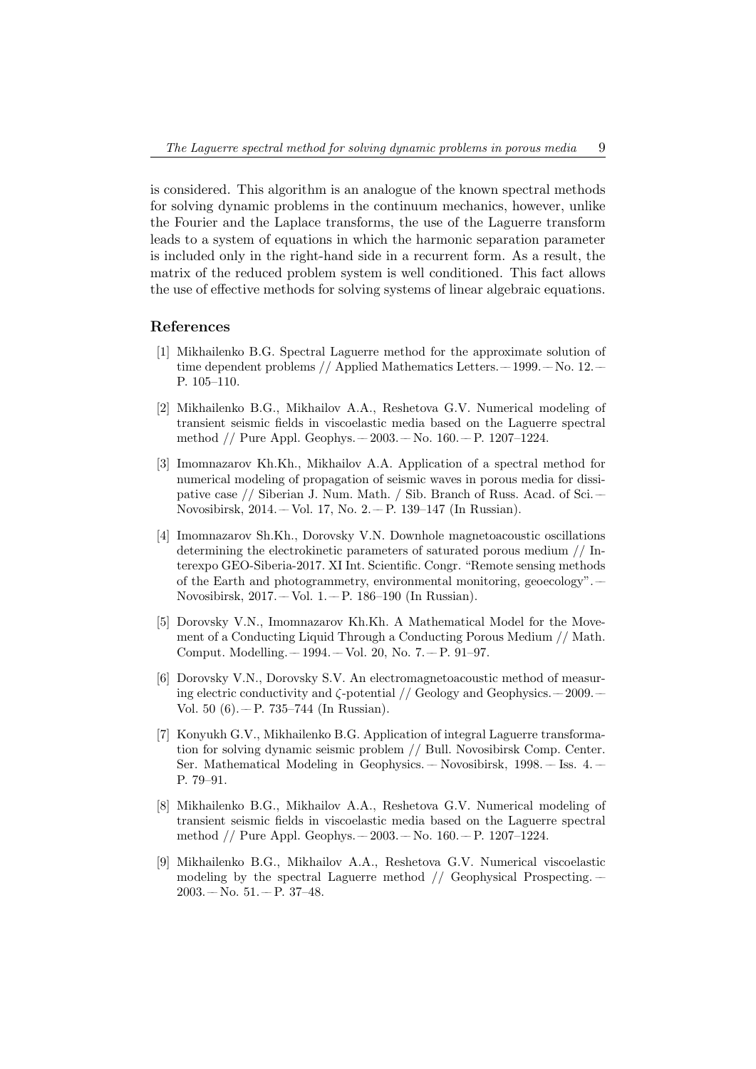is considered. This algorithm is an analogue of the known spectral methods for solving dynamic problems in the continuum mechanics, however, unlike the Fourier and the Laplace transforms, the use of the Laguerre transform leads to a system of equations in which the harmonic separation parameter is included only in the right-hand side in a recurrent form. As a result, the matrix of the reduced problem system is well conditioned. This fact allows the use of effective methods for solving systems of linear algebraic equations.

## References

[1] Mikhailenko B.G. Spectral Laguerre method for the approximate solution of time dependent problems // Applied Mathematics Letters. — 1999. — No. 12. — P. 105–110.

[2] Mikhailenko B.G., Mikhailov A.A., Reshetova G.V. Numerical modeling of transient seismic fields in viscoelastic media based on the Laguerre spectral method // Pure Appl. Geophys. — 2003. — No. 160. — P. 1207–1224.

[3] Imomnazarov Kh.Kh., Mikhailov A.A. Application of a spectral method for numerical modeling of propagation of seismic waves in porous media for dissipative case // Siberian J. Num. Math. / Sib. Branch of Russ. Acad. of Sci. — Novosibirsk, 2014. — Vol. 17, No. 2. — P. 139–147 (In Russian).

[4] Imomnazarov Sh.Kh., Dorovsky V.N. Downhole magnetoacoustic oscillations determining the electrokinetic parameters of saturated porous medium // Interexpo GEO-Siberia-2017. XI Int. Scientific. Congr. "Remote sensing methods of the Earth and photogrammetry, environmental monitoring, geoecology". — Novosibirsk, 2017. — Vol. 1. — P. 186–190 (In Russian).

[5] Dorovsky V.N., Imomnazarov Kh.Kh. A Mathematical Model for the Movement of a Conducting Liquid Through a Conducting Porous Medium // Math. Comput. Modelling. — 1994. — Vol. 20, No. 7. — P. 91–97.

[6] Dorovsky V.N., Dorovsky S.V. An electromagnetoacoustic method of measuring electric conductivity and $\zeta$-potential // Geology and Geophysics. — 2009. — Vol. 50 (6). — P. 735–744 (In Russian).

[7] Konyukh G.V., Mikhailenko B.G. Application of integral Laguerre transformation for solving dynamic seismic problem // Bull. Novosibirsk Comp. Center. Ser. Mathematical Modeling in Geophysics. — Novosibirsk, 1998. — Iss. 4. — P. 79–91.

[8] Mikhailenko B.G., Mikhailov A.A., Reshetova G.V. Numerical modeling of transient seismic fields in viscoelastic media based on the Laguerre spectral method // Pure Appl. Geophys. — 2003. — No. 160. — P. 1207–1224.

[9] Mikhailenko B.G., Mikhailov A.A., Reshetova G.V. Numerical viscoelastic modeling by the spectral Laguerre method // Geophysical Prospecting. — 2003. — No. 51. — P. 37–48.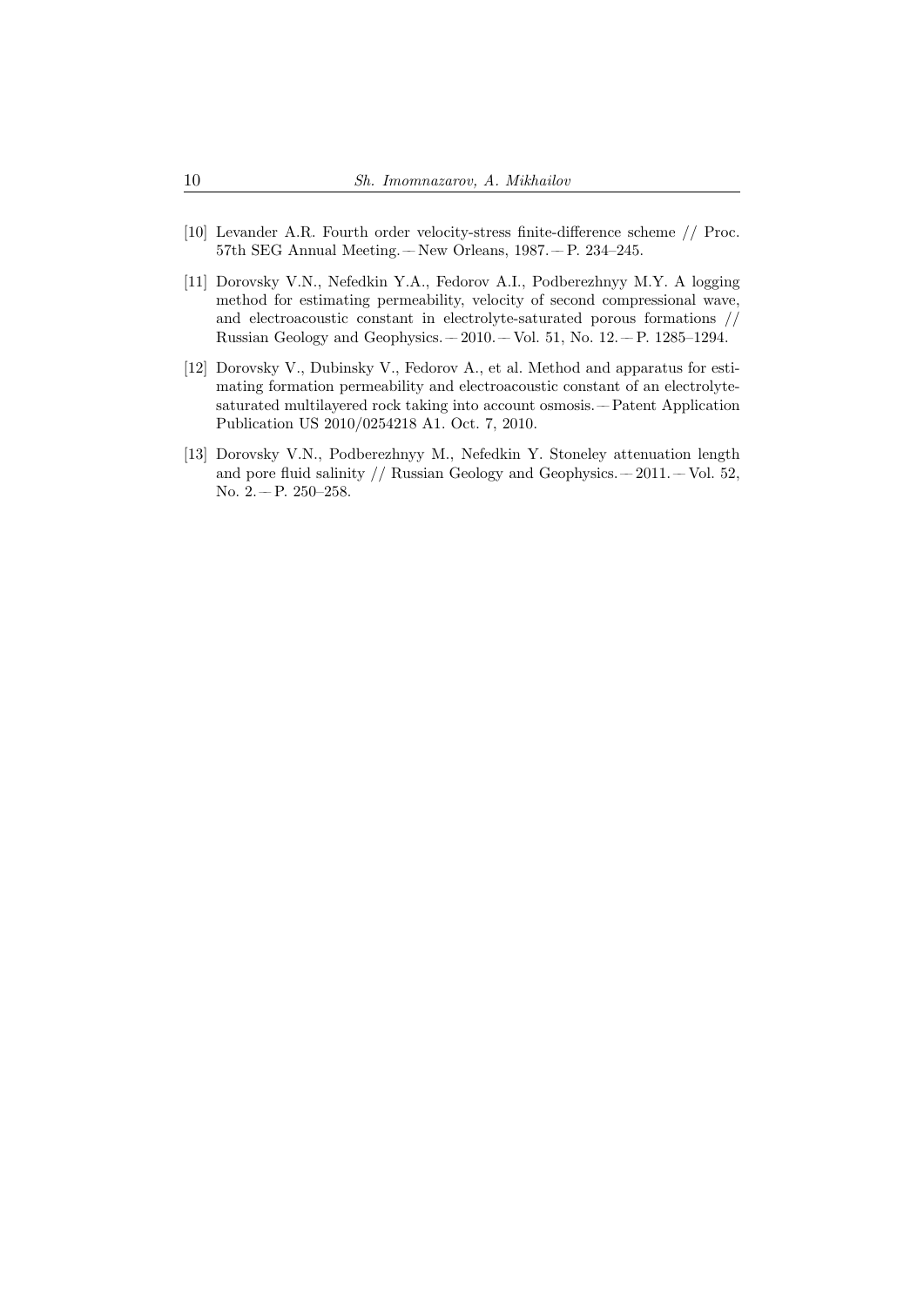[10] Levander A.R. Fourth order velocity-stress finite-difference scheme // Proc. 57th SEG Annual Meeting. — New Orleans, 1987. — P. 234–245.

[11] Dorovsky V.N., Nefedkin Y.A., Fedorov A.I., Podberezhnyy M.Y. A logging method for estimating permeability, velocity of second compressional wave, and electroacoustic constant in electrolyte-saturated porous formations // Russian Geology and Geophysics. — 2010. — Vol. 51, No. 12. — P. 1285–1294.

[12] Dorovsky V., Dubinsky V., Fedorov A., et al. Method and apparatus for estimating formation permeability and electroacoustic constant of an electrolyte-saturated multilayered rock taking into account osmosis. — Patent Application Publication US 2010/0254218 A1. Oct. 7, 2010.

[13] Dorovsky V.N., Podberezhnyy M., Nefedkin Y. Stoneley attenuation length and pore fluid salinity // Russian Geology and Geophysics. — 2011. — Vol. 52, No. 2. — P. 250–258.